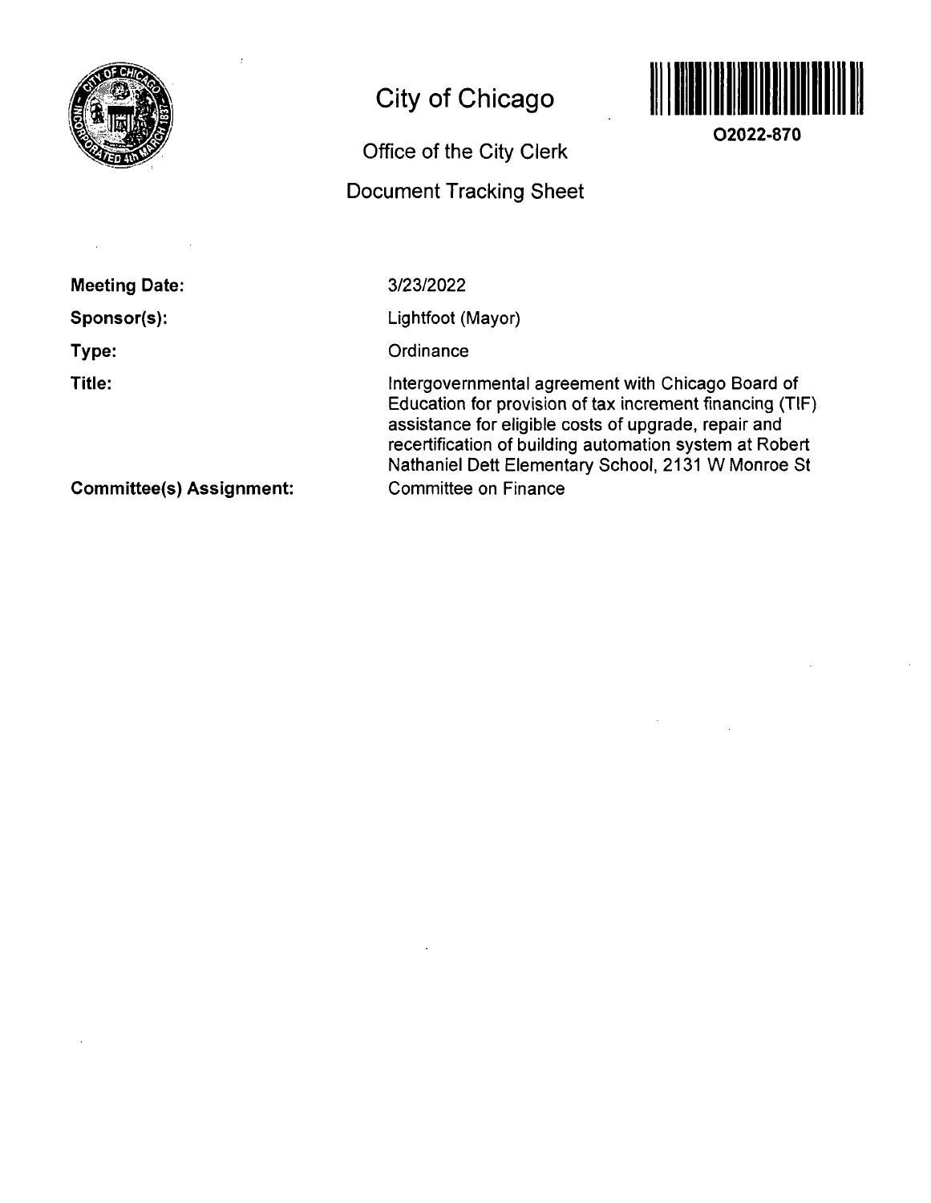# City of Chicago

## Office of the City Clerk

## Document Tracking Sheet

O2022-870

**Meeting Date:** 3/23/2022

**Sponsor(s):** Lightfoot (Mayor)

**Type:** Ordinance

**Title:** Intergovernmental agreement with Chicago Board of Education for provision of tax increment financing (TIF) assistance for eligible costs of upgrade, repair and recertification of building automation system at Robert Nathaniel Dett Elementary School, 2131 W Monroe St

**Committee(s) Assignment:** Committee on Finance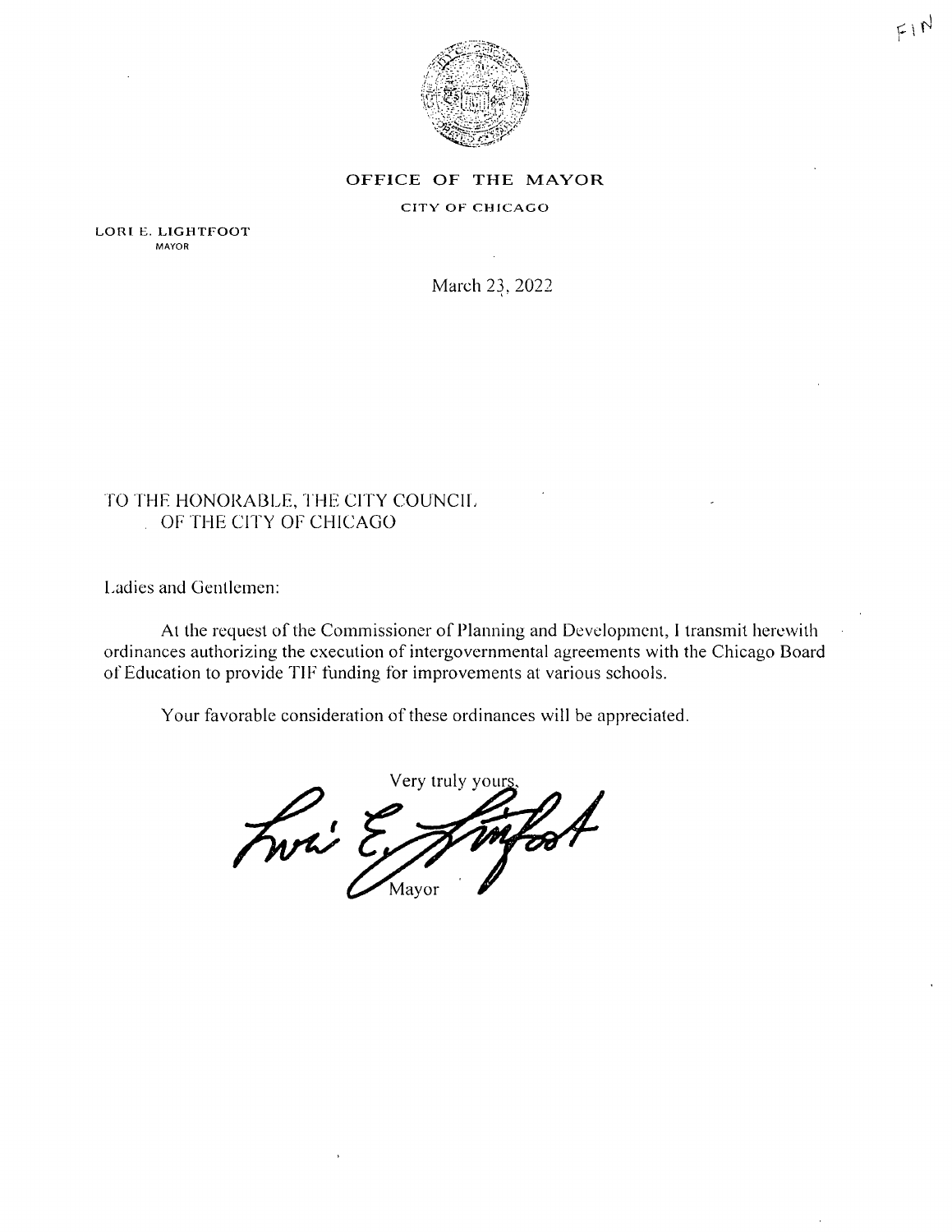FIN

**OFFICE OF THE MAYOR**

**CITY OF CHICAGO**

LORI E. LIGHTFOOT
MAYOR

March 23, 2022

TO THE HONORABLE, THE CITY COUNCIL
OF THE CITY OF CHICAGO

Ladies and Gentlemen:

At the request of the Commissioner of Planning and Development, I transmit herewith ordinances authorizing the execution of intergovernmental agreements with the Chicago Board of Education to provide TIF funding for improvements at various schools.

Your favorable consideration of these ordinances will be appreciated.

Very truly yours,

Mayor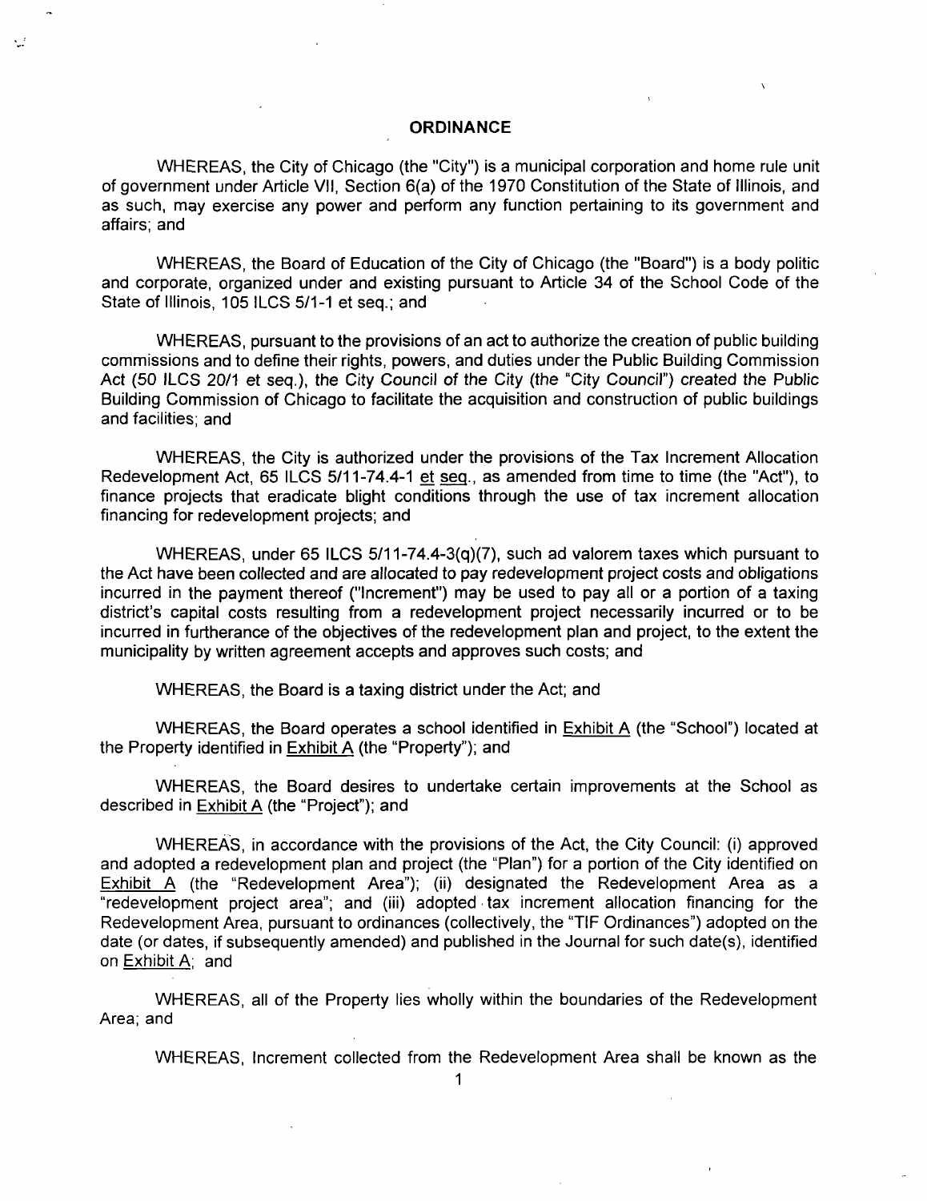**ORDINANCE**

WHEREAS, the City of Chicago (the "City") is a municipal corporation and home rule unit of government under Article VII, Section 6(a) of the 1970 Constitution of the State of Illinois, and as such, may exercise any power and perform any function pertaining to its government and affairs; and

WHEREAS, the Board of Education of the City of Chicago (the "Board") is a body politic and corporate, organized under and existing pursuant to Article 34 of the School Code of the State of Illinois, 105 ILCS 5/1-1 et seq.; and

WHEREAS, pursuant to the provisions of an act to authorize the creation of public building commissions and to define their rights, powers, and duties under the Public Building Commission Act (50 ILCS 20/1 et seq.), the City Council of the City (the "City Council") created the Public Building Commission of Chicago to facilitate the acquisition and construction of public buildings and facilities; and

WHEREAS, the City is authorized under the provisions of the Tax Increment Allocation Redevelopment Act, 65 ILCS 5/11-74.4-1 et seq., as amended from time to time (the "Act"), to finance projects that eradicate blight conditions through the use of tax increment allocation financing for redevelopment projects; and

WHEREAS, under 65 ILCS 5/11-74.4-3(q)(7), such ad valorem taxes which pursuant to the Act have been collected and are allocated to pay redevelopment project costs and obligations incurred in the payment thereof ("Increment") may be used to pay all or a portion of a taxing district's capital costs resulting from a redevelopment project necessarily incurred or to be incurred in furtherance of the objectives of the redevelopment plan and project, to the extent the municipality by written agreement accepts and approves such costs; and

WHEREAS, the Board is a taxing district under the Act; and

WHEREAS, the Board operates a school identified in Exhibit A (the "School") located at the Property identified in Exhibit A (the "Property"); and

WHEREAS, the Board desires to undertake certain improvements at the School as described in Exhibit A (the "Project"); and

WHEREAS, in accordance with the provisions of the Act, the City Council: (i) approved and adopted a redevelopment plan and project (the "Plan") for a portion of the City identified on Exhibit A (the "Redevelopment Area"); (ii) designated the Redevelopment Area as a "redevelopment project area"; and (iii) adopted tax increment allocation financing for the Redevelopment Area, pursuant to ordinances (collectively, the "TIF Ordinances") adopted on the date (or dates, if subsequently amended) and published in the Journal for such date(s), identified on Exhibit A; and

WHEREAS, all of the Property lies wholly within the boundaries of the Redevelopment Area; and

WHEREAS, Increment collected from the Redevelopment Area shall be known as the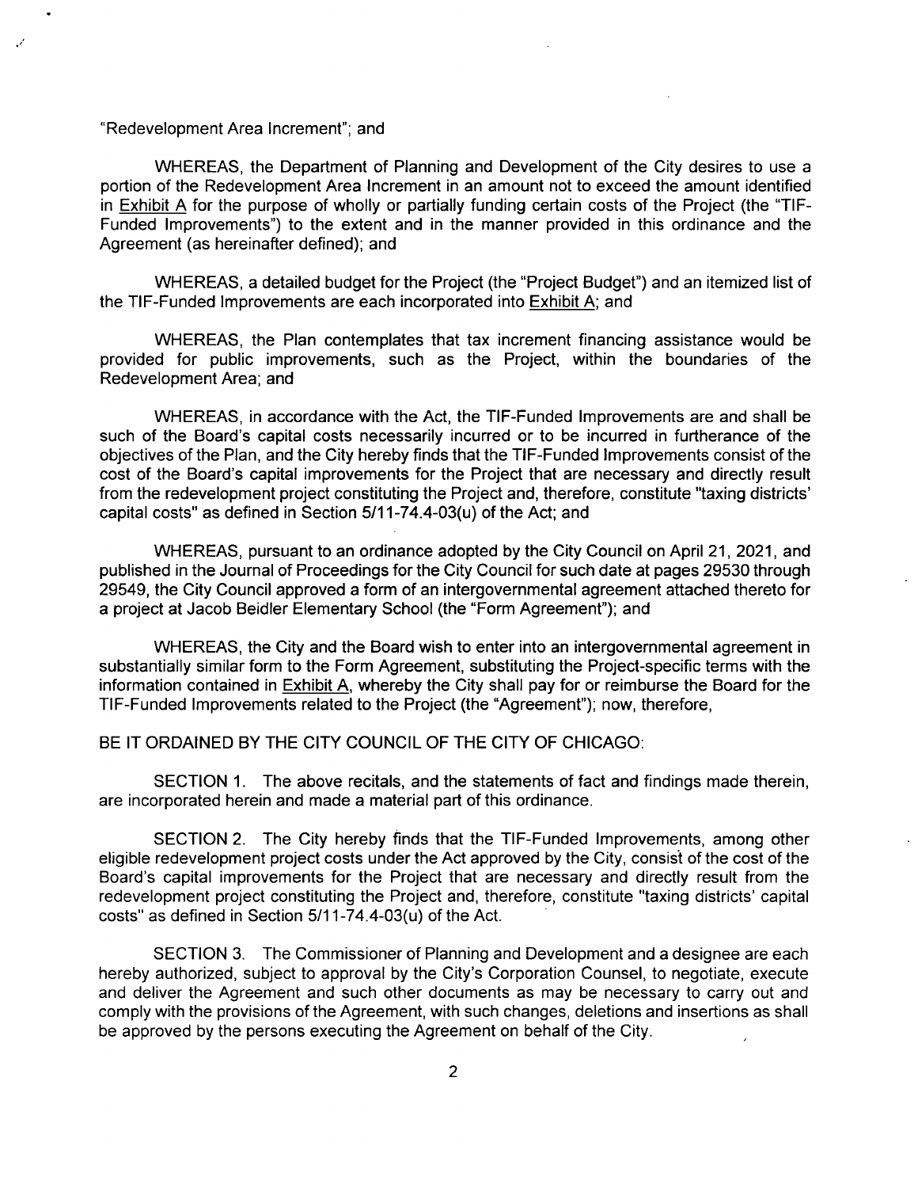"Redevelopment Area Increment"; and

WHEREAS, the Department of Planning and Development of the City desires to use a portion of the Redevelopment Area Increment in an amount not to exceed the amount identified in Exhibit A for the purpose of wholly or partially funding certain costs of the Project (the "TIF-Funded Improvements") to the extent and in the manner provided in this ordinance and the Agreement (as hereinafter defined); and

WHEREAS, a detailed budget for the Project (the "Project Budget") and an itemized list of the TIF-Funded Improvements are each incorporated into Exhibit A; and

WHEREAS, the Plan contemplates that tax increment financing assistance would be provided for public improvements, such as the Project, within the boundaries of the Redevelopment Area; and

WHEREAS, in accordance with the Act, the TIF-Funded Improvements are and shall be such of the Board's capital costs necessarily incurred or to be incurred in furtherance of the objectives of the Plan, and the City hereby finds that the TIF-Funded Improvements consist of the cost of the Board's capital improvements for the Project that are necessary and directly result from the redevelopment project constituting the Project and, therefore, constitute "taxing districts' capital costs" as defined in Section 5/11-74.4-03(u) of the Act; and

WHEREAS, pursuant to an ordinance adopted by the City Council on April 21, 2021, and published in the Journal of Proceedings for the City Council for such date at pages 29530 through 29549, the City Council approved a form of an intergovernmental agreement attached thereto for a project at Jacob Beidler Elementary School (the "Form Agreement"); and

WHEREAS, the City and the Board wish to enter into an intergovernmental agreement in substantially similar form to the Form Agreement, substituting the Project-specific terms with the information contained in Exhibit A, whereby the City shall pay for or reimburse the Board for the TIF-Funded Improvements related to the Project (the "Agreement"); now, therefore,

BE IT ORDAINED BY THE CITY COUNCIL OF THE CITY OF CHICAGO:

SECTION 1. The above recitals, and the statements of fact and findings made therein, are incorporated herein and made a material part of this ordinance.

SECTION 2. The City hereby finds that the TIF-Funded Improvements, among other eligible redevelopment project costs under the Act approved by the City, consist of the cost of the Board's capital improvements for the Project that are necessary and directly result from the redevelopment project constituting the Project and, therefore, constitute "taxing districts' capital costs" as defined in Section 5/11-74.4-03(u) of the Act.

SECTION 3. The Commissioner of Planning and Development and a designee are each hereby authorized, subject to approval by the City's Corporation Counsel, to negotiate, execute and deliver the Agreement and such other documents as may be necessary to carry out and comply with the provisions of the Agreement, with such changes, deletions and insertions as shall be approved by the persons executing the Agreement on behalf of the City.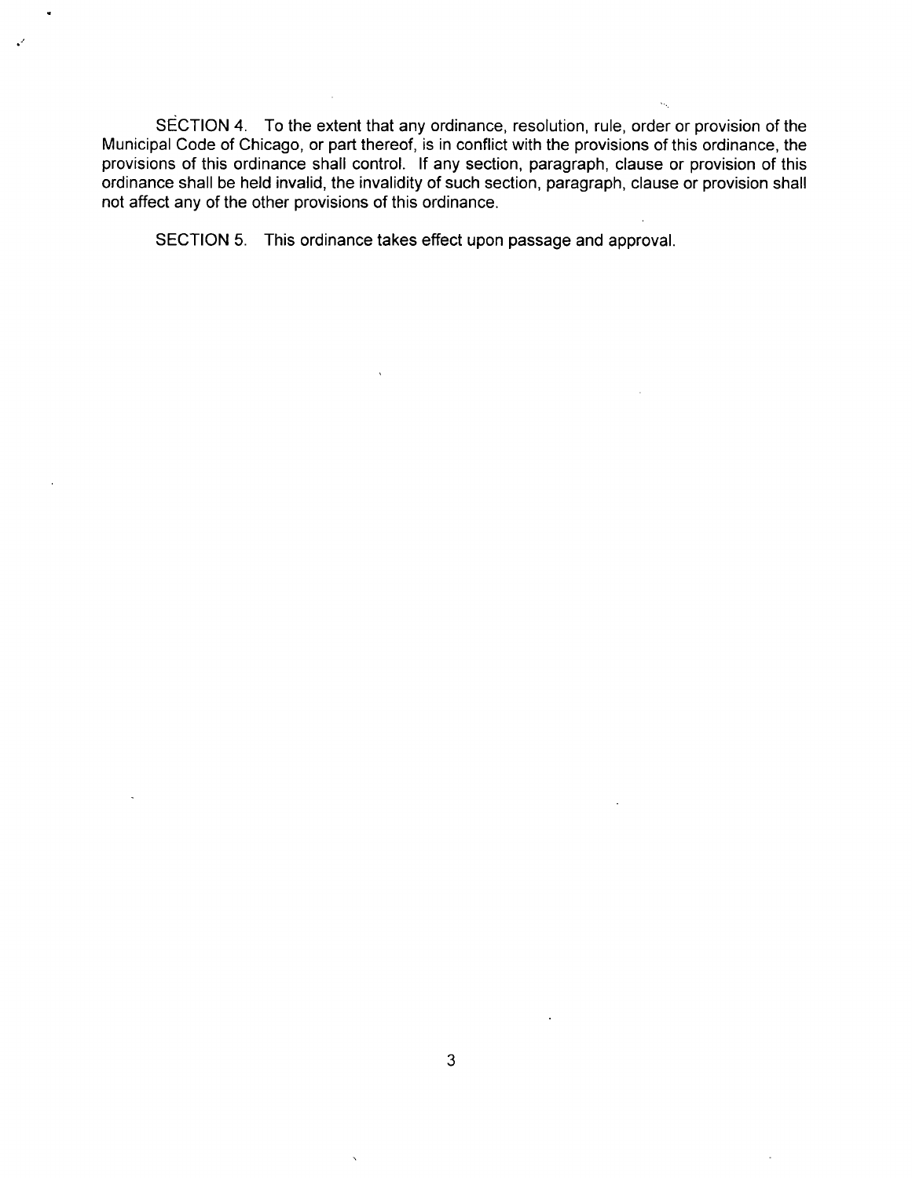SECTION 4. To the extent that any ordinance, resolution, rule, order or provision of the Municipal Code of Chicago, or part thereof, is in conflict with the provisions of this ordinance, the provisions of this ordinance shall control. If any section, paragraph, clause or provision of this ordinance shall be held invalid, the invalidity of such section, paragraph, clause or provision shall not affect any of the other provisions of this ordinance.

SECTION 5. This ordinance takes effect upon passage and approval.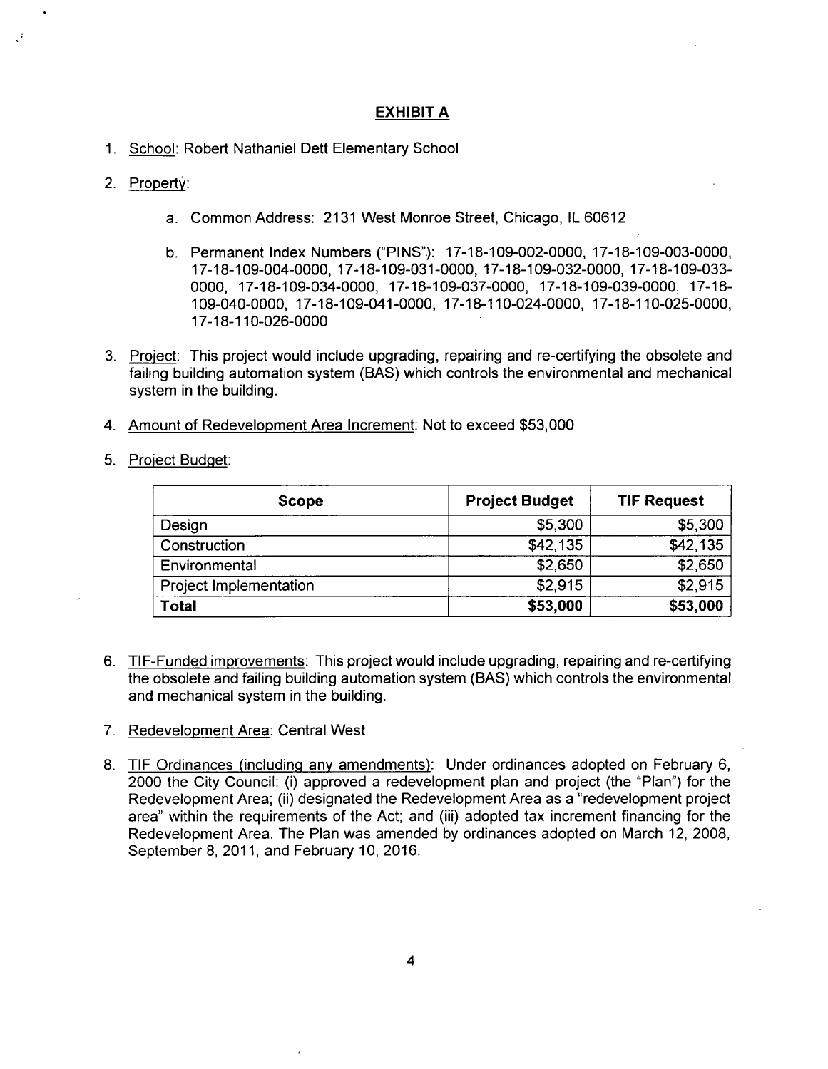## EXHIBIT A

1. School: Robert Nathaniel Dett Elementary School

2. Property:

   a. Common Address: 2131 West Monroe Street, Chicago, IL 60612

   b. Permanent Index Numbers ("PINS"): 17-18-109-002-0000, 17-18-109-003-0000, 17-18-109-004-0000, 17-18-109-031-0000, 17-18-109-032-0000, 17-18-109-033-0000, 17-18-109-034-0000, 17-18-109-037-0000, 17-18-109-039-0000, 17-18-109-040-0000, 17-18-109-041-0000, 17-18-110-024-0000, 17-18-110-025-0000, 17-18-110-026-0000

3. Project: This project would include upgrading, repairing and re-certifying the obsolete and failing building automation system (BAS) which controls the environmental and mechanical system in the building.

4. Amount of Redevelopment Area Increment: Not to exceed $53,000

5. Project Budget:

| Scope | Project Budget | TIF Request |
|---|---|---|
| Design | $5,300 | $5,300 |
| Construction | $42,135 | $42,135 |
| Environmental | $2,650 | $2,650 |
| Project Implementation | $2,915 | $2,915 |
| **Total** | **$53,000** | **$53,000** |

6. TIF-Funded improvements: This project would include upgrading, repairing and re-certifying the obsolete and failing building automation system (BAS) which controls the environmental and mechanical system in the building.

7. Redevelopment Area: Central West

8. TIF Ordinances (including any amendments): Under ordinances adopted on February 6, 2000 the City Council: (i) approved a redevelopment plan and project (the "Plan") for the Redevelopment Area; (ii) designated the Redevelopment Area as a "redevelopment project area" within the requirements of the Act; and (iii) adopted tax increment financing for the Redevelopment Area. The Plan was amended by ordinances adopted on March 12, 2008, September 8, 2011, and February 10, 2016.